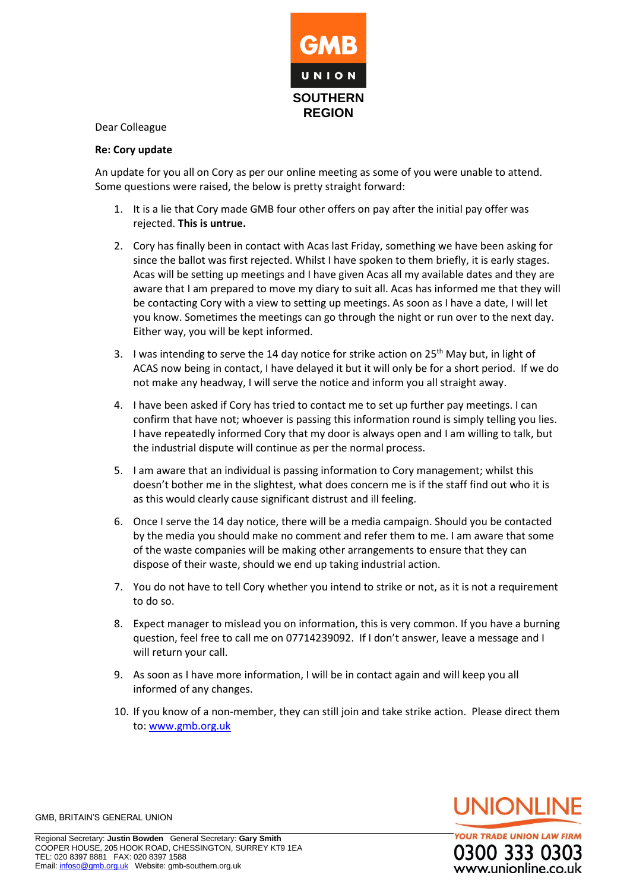GMB UNION

SOUTHERN REGION

Dear Colleague

**Re: Cory update**

An update for you all on Cory as per our online meeting as some of you were unable to attend. Some questions were raised, the below is pretty straight forward:

1. It is a lie that Cory made GMB four other offers on pay after the initial pay offer was rejected. **This is untrue.**
2. Cory has finally been in contact with Acas last Friday, something we have been asking for since the ballot was first rejected. Whilst I have spoken to them briefly, it is early stages. Acas will be setting up meetings and I have given Acas all my available dates and they are aware that I am prepared to move my diary to suit all. Acas has informed me that they will be contacting Cory with a view to setting up meetings. As soon as I have a date, I will let you know. Sometimes the meetings can go through the night or run over to the next day. Either way, you will be kept informed.
3. I was intending to serve the 14 day notice for strike action on 25th May but, in light of ACAS now being in contact, I have delayed it but it will only be for a short period. If we do not make any headway, I will serve the notice and inform you all straight away.
4. I have been asked if Cory has tried to contact me to set up further pay meetings. I can confirm that have not; whoever is passing this information round is simply telling you lies. I have repeatedly informed Cory that my door is always open and I am willing to talk, but the industrial dispute will continue as per the normal process.
5. I am aware that an individual is passing information to Cory management; whilst this doesn't bother me in the slightest, what does concern me is if the staff find out who it is as this would clearly cause significant distrust and ill feeling.
6. Once I serve the 14 day notice, there will be a media campaign. Should you be contacted by the media you should make no comment and refer them to me. I am aware that some of the waste companies will be making other arrangements to ensure that they can dispose of their waste, should we end up taking industrial action.
7. You do not have to tell Cory whether you intend to strike or not, as it is not a requirement to do so.
8. Expect manager to mislead you on information, this is very common. If you have a burning question, feel free to call me on 07714239092. If I don't answer, leave a message and I will return your call.
9. As soon as I have more information, I will be in contact again and will keep you all informed of any changes.
10. If you know of a non-member, they can still join and take strike action. Please direct them to: [www.gmb.org.uk](http://www.gmb.org.uk)

GMB, BRITAIN'S GENERAL UNION

Regional Secretary: **Justin Bowden** General Secretary: **Gary Smith**
COOPER HOUSE, 205 HOOK ROAD, CHESSINGTON, SURREY KT9 1EA
TEL: 020 8397 8881 FAX: 020 8397 1588
Email: [infoso@gmb.org.uk](mailto:infoso@gmb.org.uk) Website: gmb-southern.org.uk

UNIONLINE
YOUR TRADE UNION LAW FIRM
0300 333 0303
www.unionline.co.uk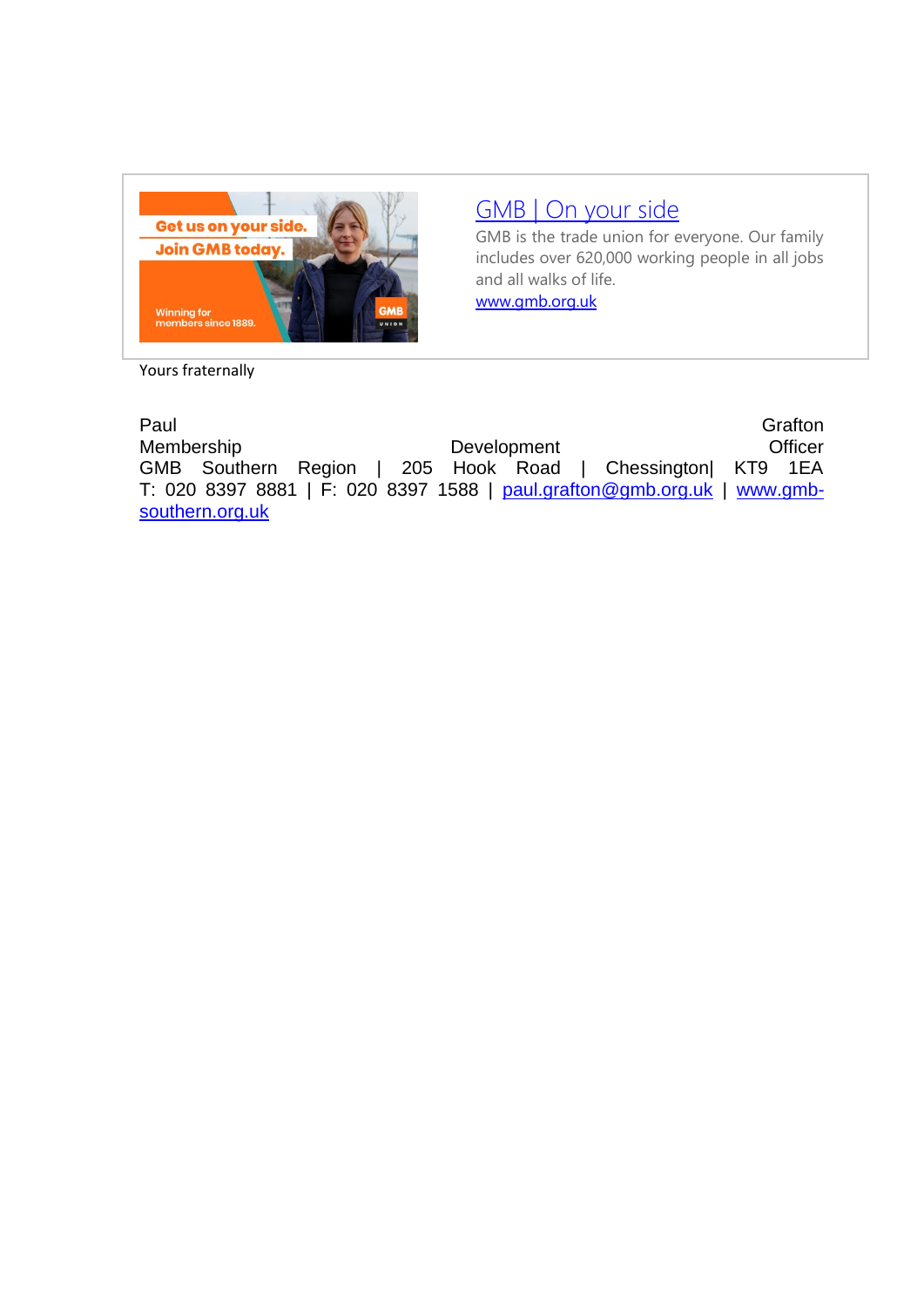Get us on your side.
Join GMB today.
Winning for members since 1889.
GMB UNION

GMB | On your side

GMB is the trade union for everyone. Our family includes over 620,000 working people in all jobs and all walks of life.

www.gmb.org.uk

Yours fraternally

Paul Grafton
Membership Development Officer
GMB Southern Region | 205 Hook Road | Chessington| KT9 1EA
T: 020 8397 8881 | F: 020 8397 1588 | paul.grafton@gmb.org.uk | www.gmb-southern.org.uk